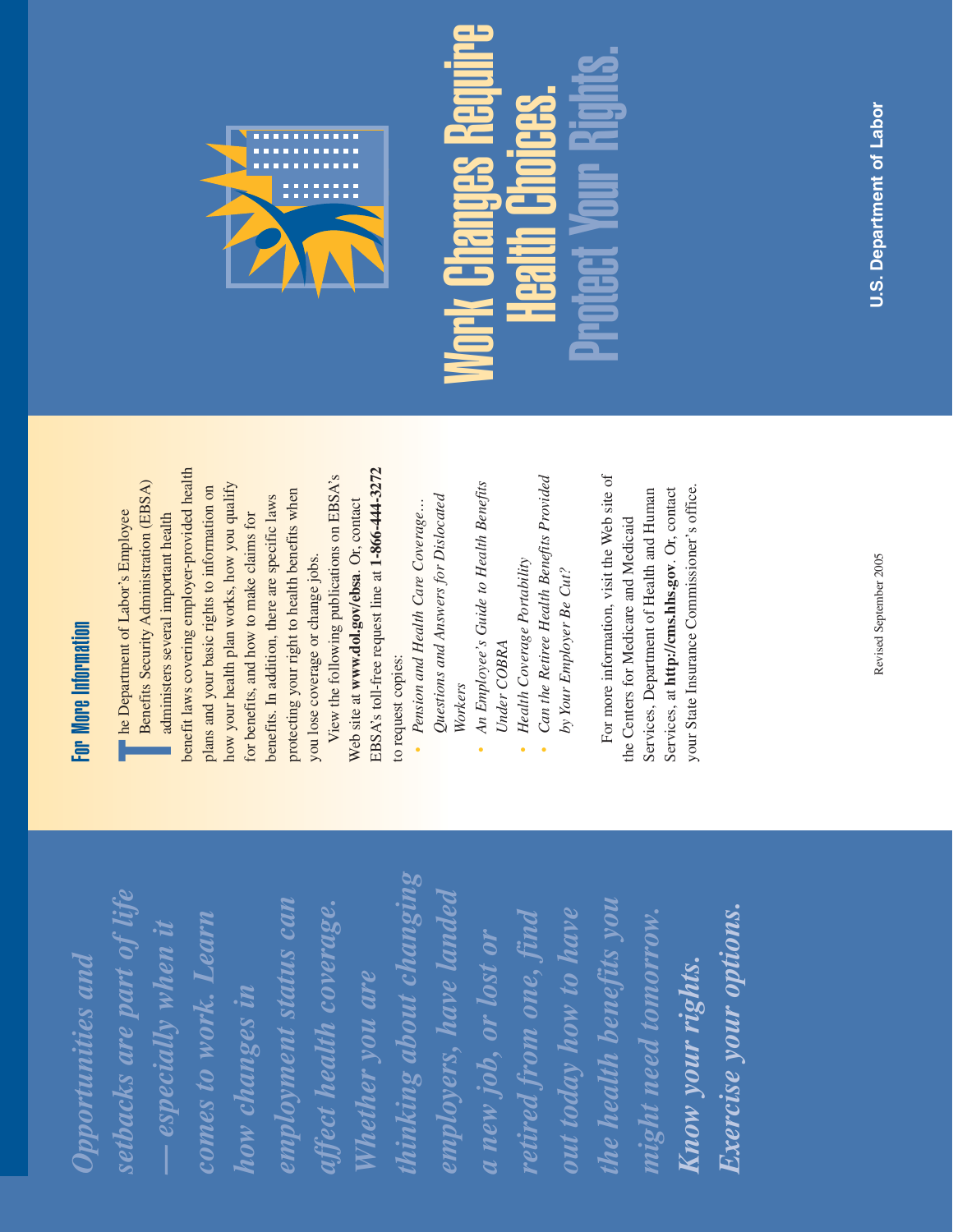*Opportunities and setbacks are part of life — especially when it comes to work. Learn how changes in employment status can affect health coverage. Whether you are thinking about changing employers, have landed a new job, or lost or retired from one, find out today how to have the health benefits you might need tomorrow.* ***Know your rights. Exercise your options.***

## For More Information

The Department of Labor's Employee Benefits Security Administration (EBSA) administers several important health benefit laws covering employer-provided health plans and your basic rights to information on how your health plan works, how you qualify for benefits, and how to make claims for benefits. In addition, there are specific laws protecting your right to health benefits when you lose coverage or change jobs.

View the following publications on EBSA's Web site at **www.dol.gov/ebsa**. Or, contact EBSA's toll-free request line at **1-866-444-3272** to request copies:

- *Pension and Health Care Coverage… Questions and Answers for Dislocated Workers*
- *An Employee's Guide to Health Benefits Under COBRA*
- *Health Coverage Portability*
- *Can the Retiree Health Benefits Provided by Your Employer Be Cut?*

For more information, visit the Web site of the Centers for Medicare and Medicaid Services, Department of Health and Human Services, at **http://cms.hhs.gov**. Or, contact your State Insurance Commissioner's office.

Revised September 2005

# Work Changes Require Health Choices.

# Protect Your Rights.

**U.S. Department of Labor**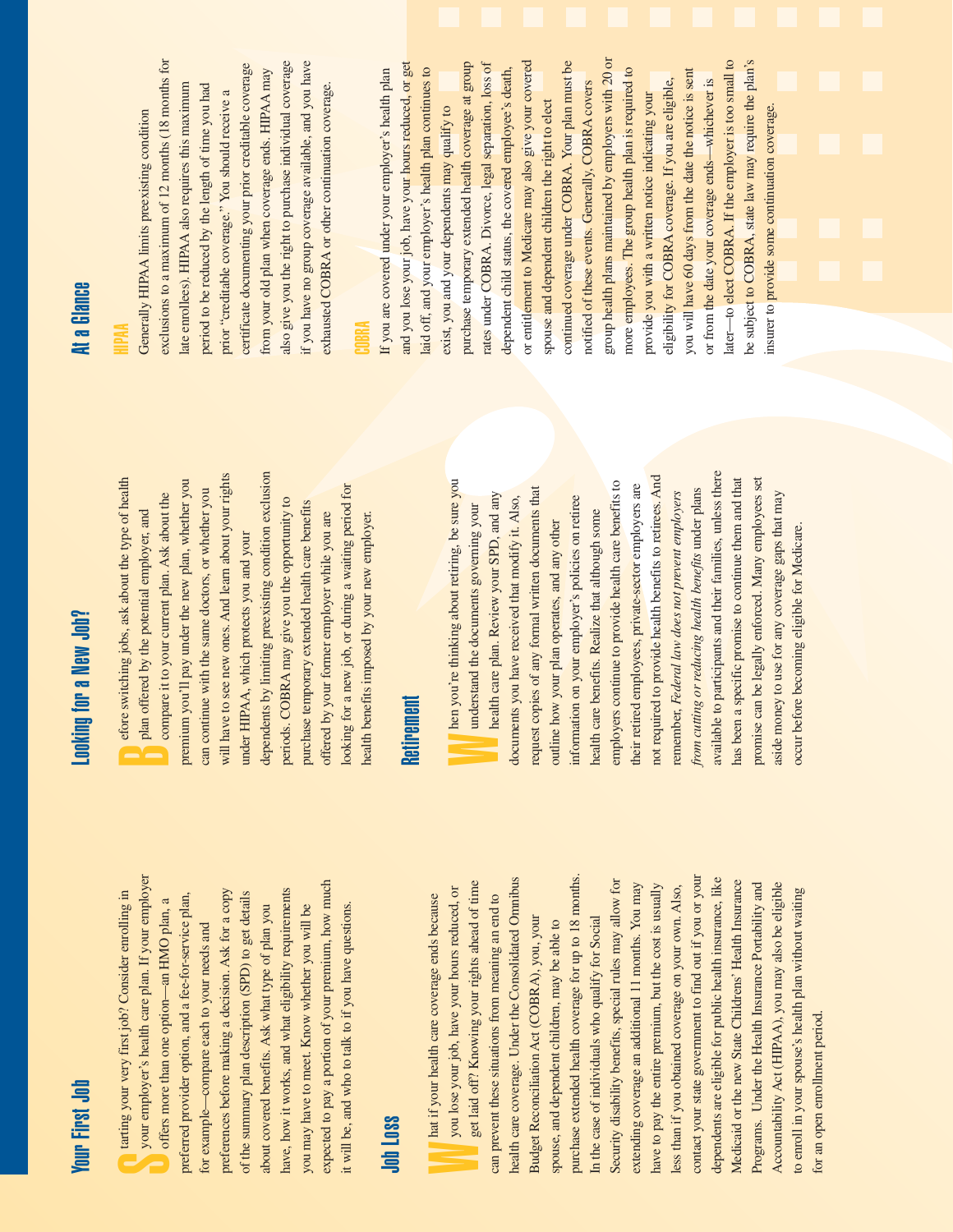## Your First Job

Starting your very first job? Consider enrolling in your employer's health care plan. If your employer offers more than one option—an HMO plan, a preferred provider option, and a fee-for-service plan, for example—compare each to your needs and preferences before making a decision. Ask for a copy of the summary plan description (SPD) to get details about covered benefits. Ask what type of plan you have, how it works, and what eligibility requirements you may have to meet. Know whether you will be expected to pay a portion of your premium, how much it will be, and who to talk to if you have questions.

## Job Loss

What if your health care coverage ends because you lose your job, have your hours reduced, or get laid off? Knowing your rights ahead of time can prevent these situations from meaning an end to health care coverage. Under the Consolidated Omnibus Budget Reconciliation Act (COBRA), you, your spouse, and dependent children, may be able to purchase extended health coverage for up to 18 months. In the case of individuals who qualify for Social Security disability benefits, special rules may allow for extending coverage an additional 11 months. You may have to pay the entire premium, but the cost is usually less than if you obtained coverage on your own. Also, contact your state government to find out if you or your dependents are eligible for public health insurance, like Medicaid or the new State Childrens' Health Insurance Programs. Under the Health Insurance Portability and Accountability Act (HIPAA), you may also be eligible to enroll in your spouse's health plan without waiting for an open enrollment period.

## Looking for a New Job?

Before switching jobs, ask about the type of health plan offered by the potential employer, and compare it to your current plan. Ask about the premium you'll pay under the new plan, whether you can continue with the same doctors, or whether you will have to see new ones. And learn about your rights under HIPAA, which protects you and your dependents by limiting preexisting condition exclusion periods. COBRA may give you the opportunity to purchase temporary extended health care benefits offered by your former employer while you are looking for a new job, or during a waiting period for health benefits imposed by your new employer.

## Retirement

When you're thinking about retiring, be sure you understand the documents governing your health care plan. Review your SPD, and any documents you have received that modify it. Also, request copies of any formal written documents that outline how your plan operates, and any other information on your employer's policies on retiree health care benefits. Realize that although some employers continue to provide health care benefits to their retired employees, private-sector employers are not required to provide health benefits to retirees. And remember, *Federal law does not prevent employers from cutting or reducing health benefits* under plans available to participants and their families, unless there has been a specific promise to continue them and that promise can be legally enforced. Many employees set aside money to use for any coverage gaps that may occur before becoming eligible for Medicare.

## At a Glance

### HIPAA

Generally HIPAA limits preexisting condition exclusions to a maximum of 12 months (18 months for late enrollees). HIPAA also requires this maximum period to be reduced by the length of time you had prior "creditable coverage." You should receive a certificate documenting your prior creditable coverage from your old plan when coverage ends. HIPAA may also give you the right to purchase individual coverage if you have no group coverage available, and you have exhausted COBRA or other continuation coverage.

### COBRA

If you are covered under your employer's health plan and you lose your job, have your hours reduced, or get laid off, and your employer's health plan continues to exist, you and your dependents may qualify to purchase temporary extended health coverage at group rates under COBRA. Divorce, legal separation, loss of dependent child status, the covered employee's death, or entitlement to Medicare may also give your covered spouse and dependent children the right to elect continued coverage under COBRA. Your plan must be notified of these events. Generally, COBRA covers group health plans maintained by employers with 20 or more employees. The group health plan is required to provide you with a written notice indicating your eligibility for COBRA coverage. If you are eligible, you will have 60 days from the date the notice is sent or from the date your coverage ends—whichever is later—to elect COBRA. If the employer is too small to be subject to COBRA, state law may require the plan's insurer to provide some continuation coverage.